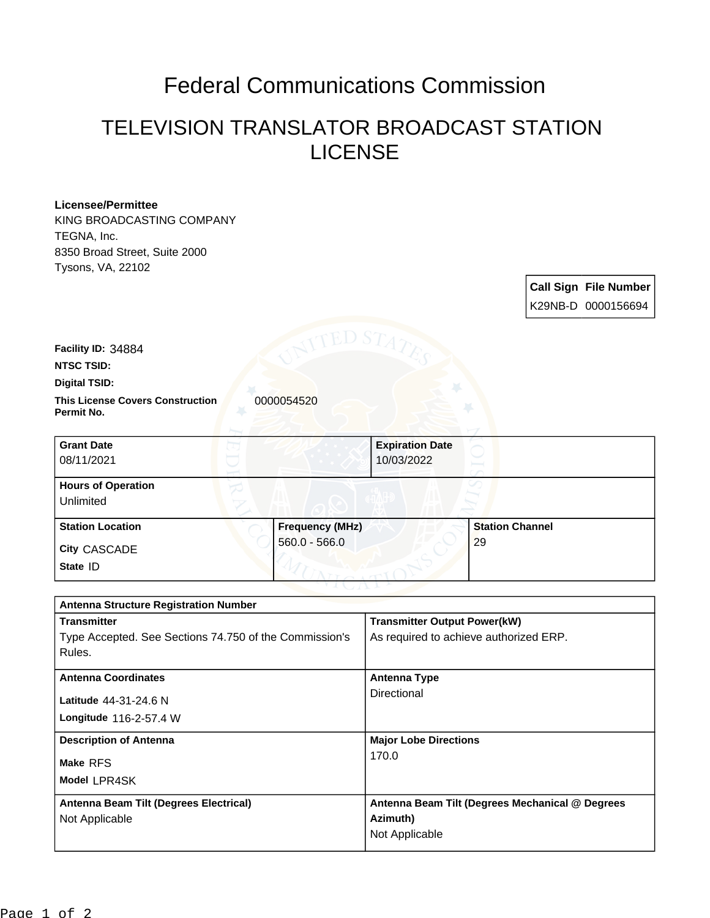# Federal Communications Commission

## TELEVISION TRANSLATOR BROADCAST STATION LICENSE

**Licensee/Permittee**
KING BROADCASTING COMPANY
TEGNA, Inc.
8350 Broad Street, Suite 2000
Tysons, VA, 22102

| Call Sign | File Number |
| --- | --- |
| K29NB-D | 0000156694 |

**Facility ID:** 34884

**NTSC TSID:**

**Digital TSID:**

**This License Covers Construction Permit No.** 0000054520

| Grant Date | Expiration Date |
| --- | --- |
| 08/11/2021 | 10/03/2022 |

| Hours of Operation |
| --- |
| Unlimited |

| Station Location | Frequency (MHz) | Station Channel |
| --- | --- | --- |
| City CASCADE<br>State ID | 560.0 - 566.0 | 29 |

| Antenna Structure Registration Number | |
| --- | --- |
| **Transmitter**<br>Type Accepted. See Sections 74.750 of the Commission's Rules. | **Transmitter Output Power(kW)**<br>As required to achieve authorized ERP. |
| **Antenna Coordinates**<br>Latitude 44-31-24.6 N<br>Longitude 116-2-57.4 W | **Antenna Type**<br>Directional |
| **Description of Antenna**<br>Make RFS<br>Model LPR4SK | **Major Lobe Directions**<br>170.0 |
| **Antenna Beam Tilt (Degrees Electrical)**<br>Not Applicable | **Antenna Beam Tilt (Degrees Mechanical @ Degrees Azimuth)**<br>Not Applicable |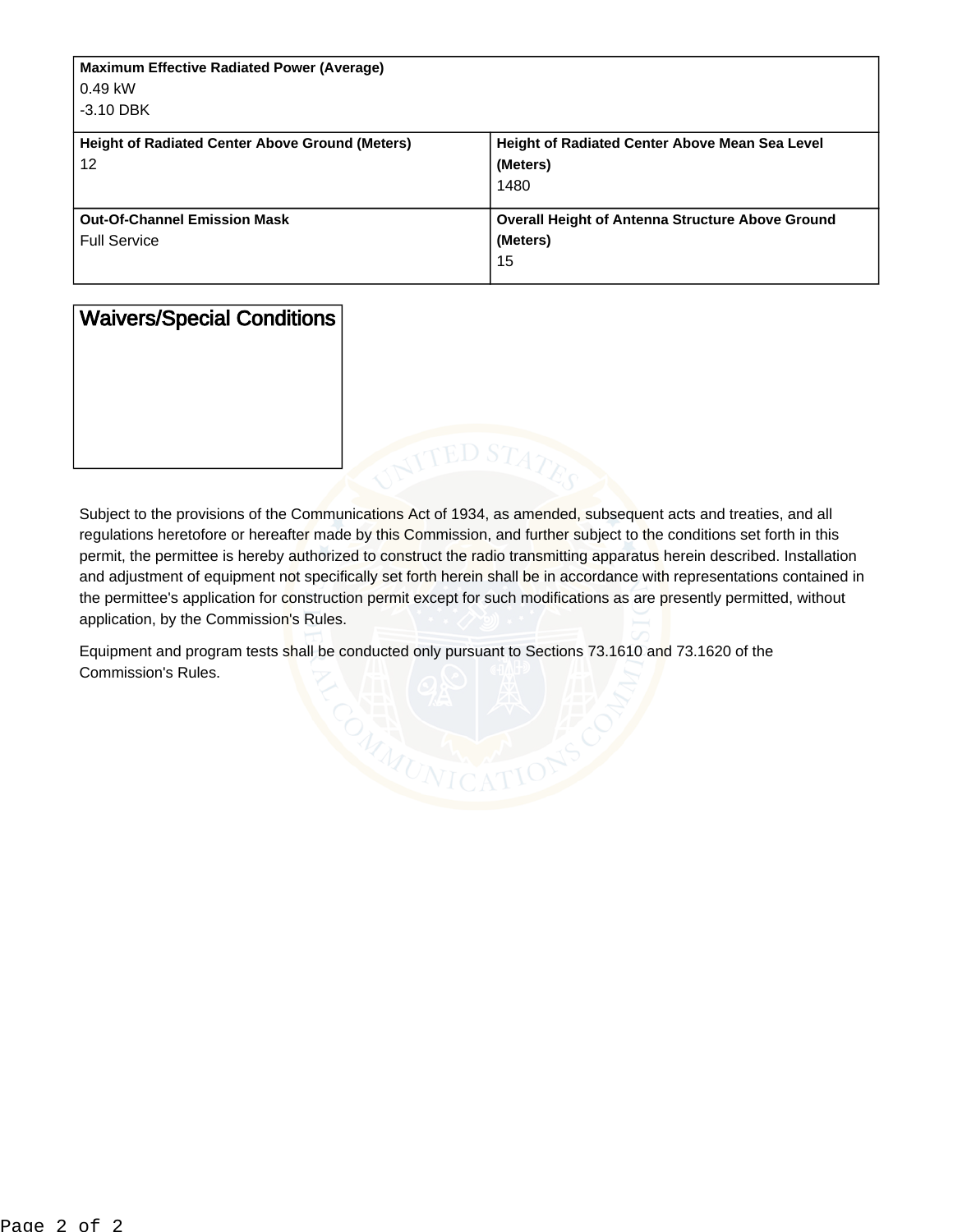| | |
|---|---|
| **Maximum Effective Radiated Power (Average)**<br>0.49 kW<br>-3.10 DBK | |
| **Height of Radiated Center Above Ground (Meters)**<br>12 | **Height of Radiated Center Above Mean Sea Level (Meters)**<br>1480 |
| **Out-Of-Channel Emission Mask**<br>Full Service | **Overall Height of Antenna Structure Above Ground (Meters)**<br>15 |

## Waivers/Special Conditions

Subject to the provisions of the Communications Act of 1934, as amended, subsequent acts and treaties, and all regulations heretofore or hereafter made by this Commission, and further subject to the conditions set forth in this permit, the permittee is hereby authorized to construct the radio transmitting apparatus herein described. Installation and adjustment of equipment not specifically set forth herein shall be in accordance with representations contained in the permittee's application for construction permit except for such modifications as are presently permitted, without application, by the Commission's Rules.

Equipment and program tests shall be conducted only pursuant to Sections 73.1610 and 73.1620 of the Commission's Rules.